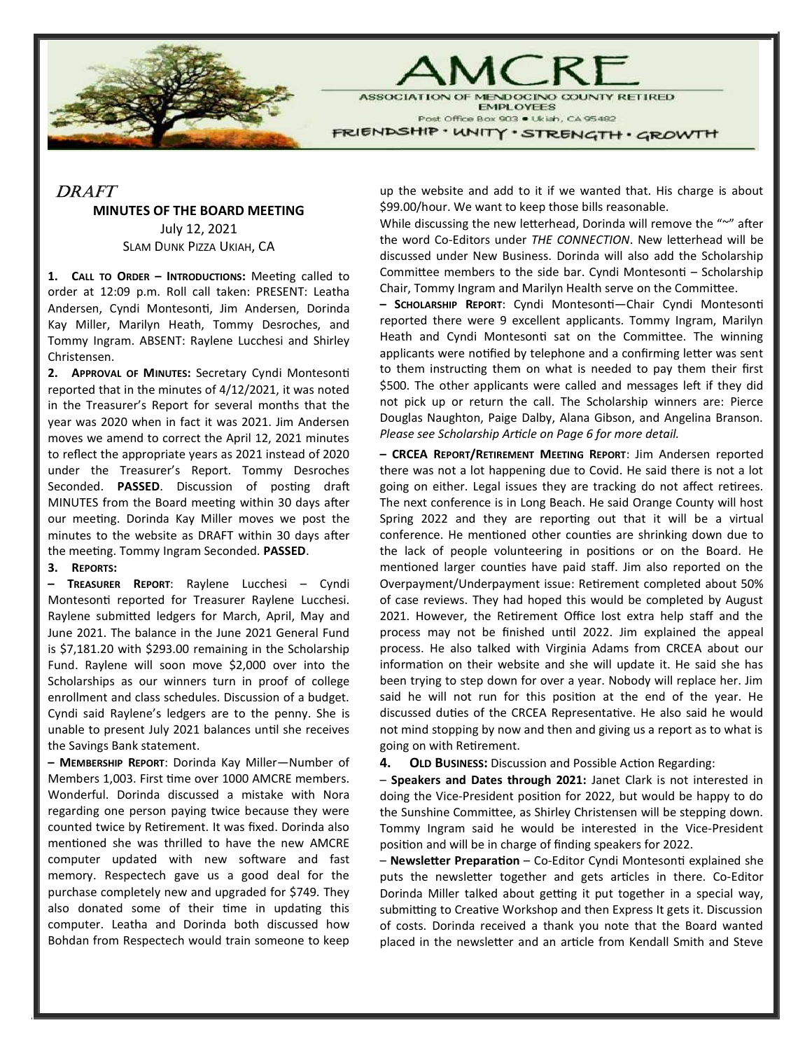# AMCRE

ASSOCIATION OF MENDOCINO COUNTY RETIRED EMPLOYEES

Post Office Box 903 • Ukiah, CA 95482

FRIENDSHIP • UNITY • STRENGTH • GROWTH

*DRAFT*

## MINUTES OF THE BOARD MEETING

July 12, 2021

SLAM DUNK PIZZA UKIAH, CA

**1. CALL TO ORDER – INTRODUCTIONS:** Meeting called to order at 12:09 p.m. Roll call taken: PRESENT: Leatha Andersen, Cyndi Montesonti, Jim Andersen, Dorinda Kay Miller, Marilyn Heath, Tommy Desroches, and Tommy Ingram. ABSENT: Raylene Lucchesi and Shirley Christensen.

**2. APPROVAL OF MINUTES:** Secretary Cyndi Montesonti reported that in the minutes of 4/12/2021, it was noted in the Treasurer's Report for several months that the year was 2020 when in fact it was 2021. Jim Andersen moves we amend to correct the April 12, 2021 minutes to reflect the appropriate years as 2021 instead of 2020 under the Treasurer's Report. Tommy Desroches Seconded. **PASSED**. Discussion of posting draft MINUTES from the Board meeting within 30 days after our meeting. Dorinda Kay Miller moves we post the minutes to the website as DRAFT within 30 days after the meeting. Tommy Ingram Seconded. **PASSED**.

**3. REPORTS:**

**– TREASURER REPORT**: Raylene Lucchesi – Cyndi Montesonti reported for Treasurer Raylene Lucchesi. Raylene submitted ledgers for March, April, May and June 2021. The balance in the June 2021 General Fund is $7,181.20 with $293.00 remaining in the Scholarship Fund. Raylene will soon move $2,000 over into the Scholarships as our winners turn in proof of college enrollment and class schedules. Discussion of a budget. Cyndi said Raylene's ledgers are to the penny. She is unable to present July 2021 balances until she receives the Savings Bank statement.

**– MEMBERSHIP REPORT**: Dorinda Kay Miller—Number of Members 1,003. First time over 1000 AMCRE members. Wonderful. Dorinda discussed a mistake with Nora regarding one person paying twice because they were counted twice by Retirement. It was fixed. Dorinda also mentioned she was thrilled to have the new AMCRE computer updated with new software and fast memory. Respectech gave us a good deal for the purchase completely new and upgraded for $749. They also donated some of their time in updating this computer. Leatha and Dorinda both discussed how Bohdan from Respectech would train someone to keep up the website and add to it if we wanted that. His charge is about $99.00/hour. We want to keep those bills reasonable.

While discussing the new letterhead, Dorinda will remove the "~" after the word Co-Editors under *THE CONNECTION*. New letterhead will be discussed under New Business. Dorinda will also add the Scholarship Committee members to the side bar. Cyndi Montesonti – Scholarship Chair, Tommy Ingram and Marilyn Health serve on the Committee.

**– SCHOLARSHIP REPORT**: Cyndi Montesonti—Chair Cyndi Montesonti reported there were 9 excellent applicants. Tommy Ingram, Marilyn Heath and Cyndi Montesonti sat on the Committee. The winning applicants were notified by telephone and a confirming letter was sent to them instructing them on what is needed to pay them their first $500. The other applicants were called and messages left if they did not pick up or return the call. The Scholarship winners are: Pierce Douglas Naughton, Paige Dalby, Alana Gibson, and Angelina Branson. *Please see Scholarship Article on Page 6 for more detail.*

**– CRCEA REPORT/RETIREMENT MEETING REPORT**: Jim Andersen reported there was not a lot happening due to Covid. He said there is not a lot going on either. Legal issues they are tracking do not affect retirees. The next conference is in Long Beach. He said Orange County will host Spring 2022 and they are reporting out that it will be a virtual conference. He mentioned other counties are shrinking down due to the lack of people volunteering in positions or on the Board. He mentioned larger counties have paid staff. Jim also reported on the Overpayment/Underpayment issue: Retirement completed about 50% of case reviews. They had hoped this would be completed by August 2021. However, the Retirement Office lost extra help staff and the process may not be finished until 2022. Jim explained the appeal process. He also talked with Virginia Adams from CRCEA about our information on their website and she will update it. He said she has been trying to step down for over a year. Nobody will replace her. Jim said he will not run for this position at the end of the year. He discussed duties of the CRCEA Representative. He also said he would not mind stopping by now and then and giving us a report as to what is going on with Retirement.

**4. OLD BUSINESS:** Discussion and Possible Action Regarding:

– **Speakers and Dates through 2021:** Janet Clark is not interested in doing the Vice-President position for 2022, but would be happy to do the Sunshine Committee, as Shirley Christensen will be stepping down. Tommy Ingram said he would be interested in the Vice-President position and will be in charge of finding speakers for 2022.

– **Newsletter Preparation** – Co-Editor Cyndi Montesonti explained she puts the newsletter together and gets articles in there. Co-Editor Dorinda Miller talked about getting it put together in a special way, submitting to Creative Workshop and then Express It gets it. Discussion of costs. Dorinda received a thank you note that the Board wanted placed in the newsletter and an article from Kendall Smith and Steve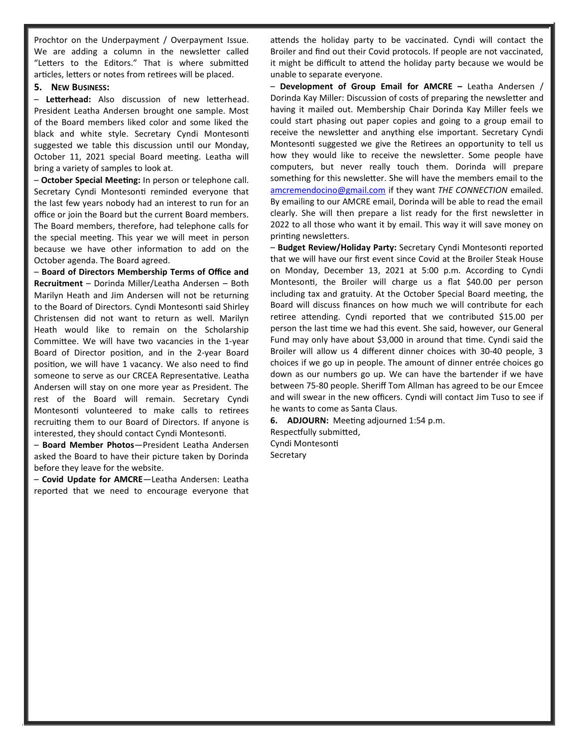Prochtor on the Underpayment / Overpayment Issue. We are adding a column in the newsletter called "Letters to the Editors." That is where submitted articles, letters or notes from retirees will be placed.

### 5. New Business:

– **Letterhead:** Also discussion of new letterhead. President Leatha Andersen brought one sample. Most of the Board members liked color and some liked the black and white style. Secretary Cyndi Montesonti suggested we table this discussion until our Monday, October 11, 2021 special Board meeting. Leatha will bring a variety of samples to look at.

– **October Special Meeting:** In person or telephone call. Secretary Cyndi Montesonti reminded everyone that the last few years nobody had an interest to run for an office or join the Board but the current Board members. The Board members, therefore, had telephone calls for the special meeting. This year we will meet in person because we have other information to add on the October agenda. The Board agreed.

– **Board of Directors Membership Terms of Office and Recruitment** – Dorinda Miller/Leatha Andersen – Both Marilyn Heath and Jim Andersen will not be returning to the Board of Directors. Cyndi Montesonti said Shirley Christensen did not want to return as well. Marilyn Heath would like to remain on the Scholarship Committee. We will have two vacancies in the 1-year Board of Director position, and in the 2-year Board position, we will have 1 vacancy. We also need to find someone to serve as our CRCEA Representative. Leatha Andersen will stay on one more year as President. The rest of the Board will remain. Secretary Cyndi Montesonti volunteered to make calls to retirees recruiting them to our Board of Directors. If anyone is interested, they should contact Cyndi Montesonti.

– **Board Member Photos**—President Leatha Andersen asked the Board to have their picture taken by Dorinda before they leave for the website.

– **Covid Update for AMCRE**—Leatha Andersen: Leatha reported that we need to encourage everyone that attends the holiday party to be vaccinated. Cyndi will contact the Broiler and find out their Covid protocols. If people are not vaccinated, it might be difficult to attend the holiday party because we would be unable to separate everyone.

– **Development of Group Email for AMCRE –** Leatha Andersen / Dorinda Kay Miller: Discussion of costs of preparing the newsletter and having it mailed out. Membership Chair Dorinda Kay Miller feels we could start phasing out paper copies and going to a group email to receive the newsletter and anything else important. Secretary Cyndi Montesonti suggested we give the Retirees an opportunity to tell us how they would like to receive the newsletter. Some people have computers, but never really touch them. Dorinda will prepare something for this newsletter. She will have the members email to the amcremendocino@gmail.com if they want *THE CONNECTION* emailed. By emailing to our AMCRE email, Dorinda will be able to read the email clearly. She will then prepare a list ready for the first newsletter in 2022 to all those who want it by email. This way it will save money on printing newsletters.

– **Budget Review/Holiday Party:** Secretary Cyndi Montesonti reported that we will have our first event since Covid at the Broiler Steak House on Monday, December 13, 2021 at 5:00 p.m. According to Cyndi Montesonti, the Broiler will charge us a flat $40.00 per person including tax and gratuity. At the October Special Board meeting, the Board will discuss finances on how much we will contribute for each retiree attending. Cyndi reported that we contributed $15.00 per person the last time we had this event. She said, however, our General Fund may only have about $3,000 in around that time. Cyndi said the Broiler will allow us 4 different dinner choices with 30-40 people, 3 choices if we go up in people. The amount of dinner entrée choices go down as our numbers go up. We can have the bartender if we have between 75-80 people. Sheriff Tom Allman has agreed to be our Emcee and will swear in the new officers. Cyndi will contact Jim Tuso to see if he wants to come as Santa Claus.

**6. ADJOURN:** Meeting adjourned 1:54 p.m.

Respectfully submitted,
Cyndi Montesonti
Secretary